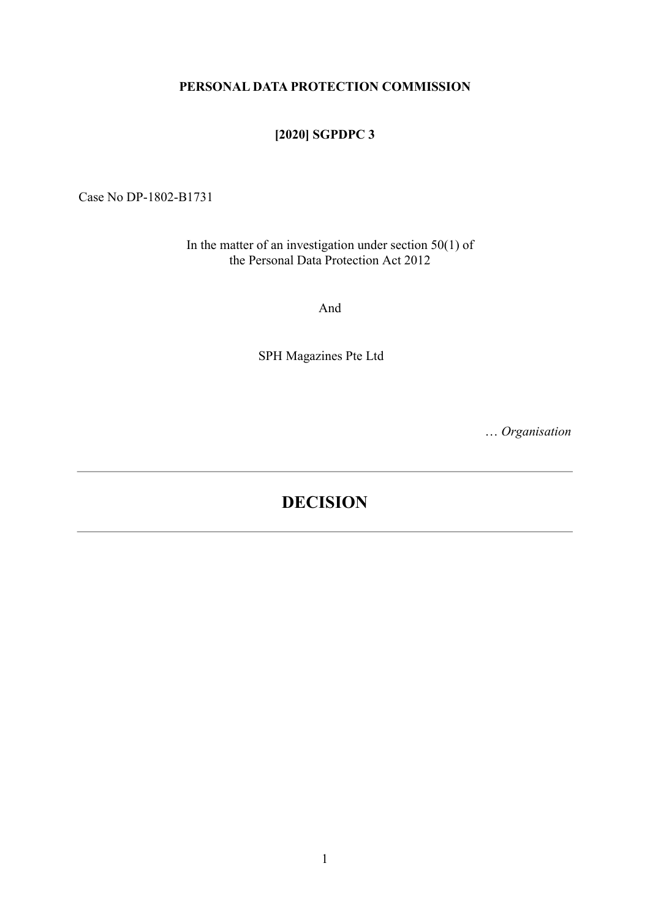**PERSONAL DATA PROTECTION COMMISSION**

**[2020] SGPDPC 3**

Case No DP-1802-B1731

In the matter of an investigation under section 50(1) of the Personal Data Protection Act 2012

And

SPH Magazines Pte Ltd

… *Organisation*

---

# DECISION

---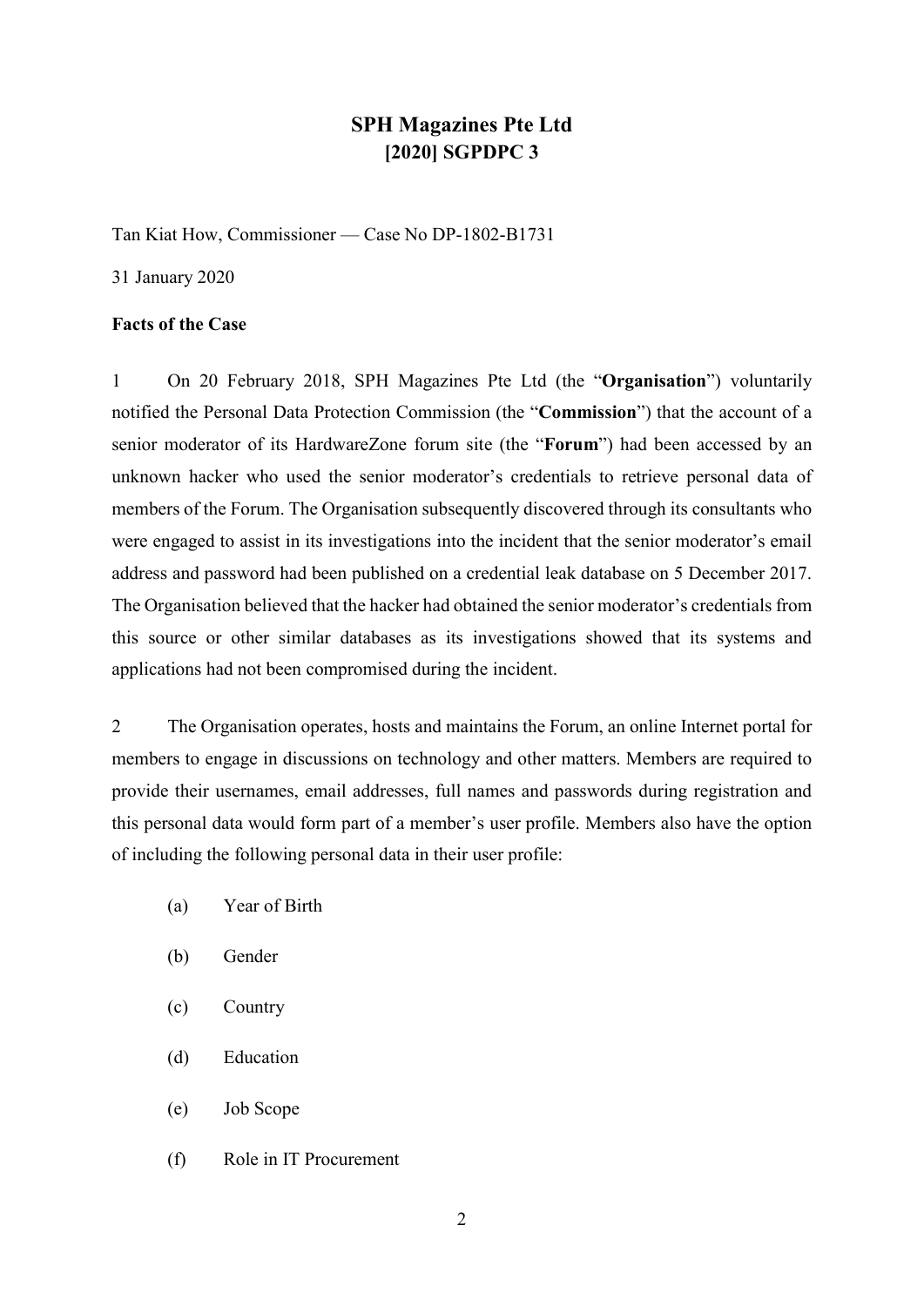# SPH Magazines Pte Ltd
## [2020] SGPDPC 3

Tan Kiat How, Commissioner — Case No DP-1802-B1731

31 January 2020

### Facts of the Case

1 On 20 February 2018, SPH Magazines Pte Ltd (the "**Organisation**") voluntarily notified the Personal Data Protection Commission (the "**Commission**") that the account of a senior moderator of its HardwareZone forum site (the "**Forum**") had been accessed by an unknown hacker who used the senior moderator's credentials to retrieve personal data of members of the Forum. The Organisation subsequently discovered through its consultants who were engaged to assist in its investigations into the incident that the senior moderator's email address and password had been published on a credential leak database on 5 December 2017. The Organisation believed that the hacker had obtained the senior moderator's credentials from this source or other similar databases as its investigations showed that its systems and applications had not been compromised during the incident.

2 The Organisation operates, hosts and maintains the Forum, an online Internet portal for members to engage in discussions on technology and other matters. Members are required to provide their usernames, email addresses, full names and passwords during registration and this personal data would form part of a member's user profile. Members also have the option of including the following personal data in their user profile:

(a) Year of Birth

(b) Gender

(c) Country

(d) Education

(e) Job Scope

(f) Role in IT Procurement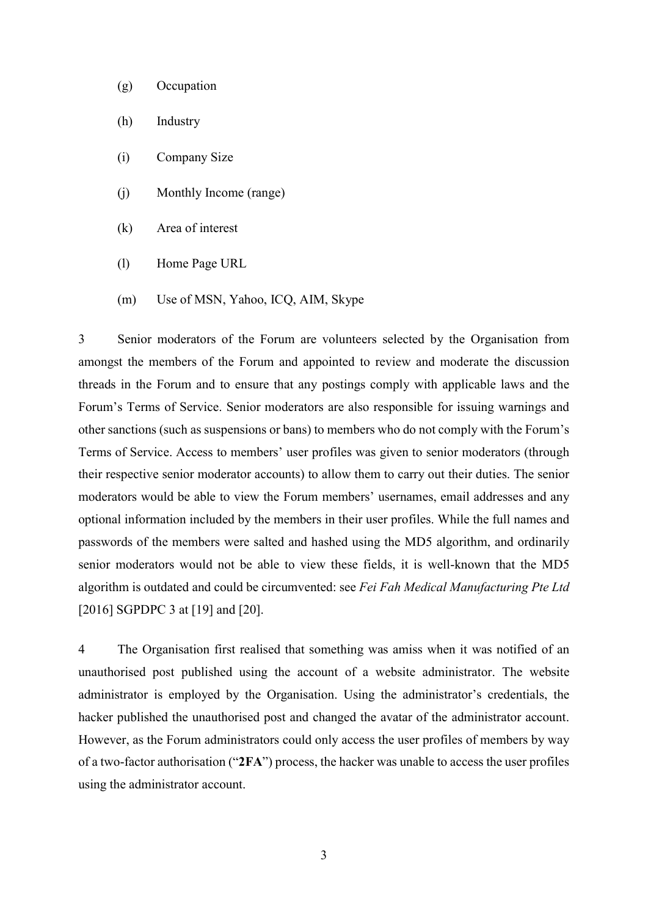(g) Occupation

(h) Industry

(i) Company Size

(j) Monthly Income (range)

(k) Area of interest

(l) Home Page URL

(m) Use of MSN, Yahoo, ICQ, AIM, Skype

3 Senior moderators of the Forum are volunteers selected by the Organisation from amongst the members of the Forum and appointed to review and moderate the discussion threads in the Forum and to ensure that any postings comply with applicable laws and the Forum's Terms of Service. Senior moderators are also responsible for issuing warnings and other sanctions (such as suspensions or bans) to members who do not comply with the Forum's Terms of Service. Access to members' user profiles was given to senior moderators (through their respective senior moderator accounts) to allow them to carry out their duties. The senior moderators would be able to view the Forum members' usernames, email addresses and any optional information included by the members in their user profiles. While the full names and passwords of the members were salted and hashed using the MD5 algorithm, and ordinarily senior moderators would not be able to view these fields, it is well-known that the MD5 algorithm is outdated and could be circumvented: see *Fei Fah Medical Manufacturing Pte Ltd* [2016] SGPDPC 3 at [19] and [20].

4 The Organisation first realised that something was amiss when it was notified of an unauthorised post published using the account of a website administrator. The website administrator is employed by the Organisation. Using the administrator's credentials, the hacker published the unauthorised post and changed the avatar of the administrator account. However, as the Forum administrators could only access the user profiles of members by way of a two-factor authorisation ("**2FA**") process, the hacker was unable to access the user profiles using the administrator account.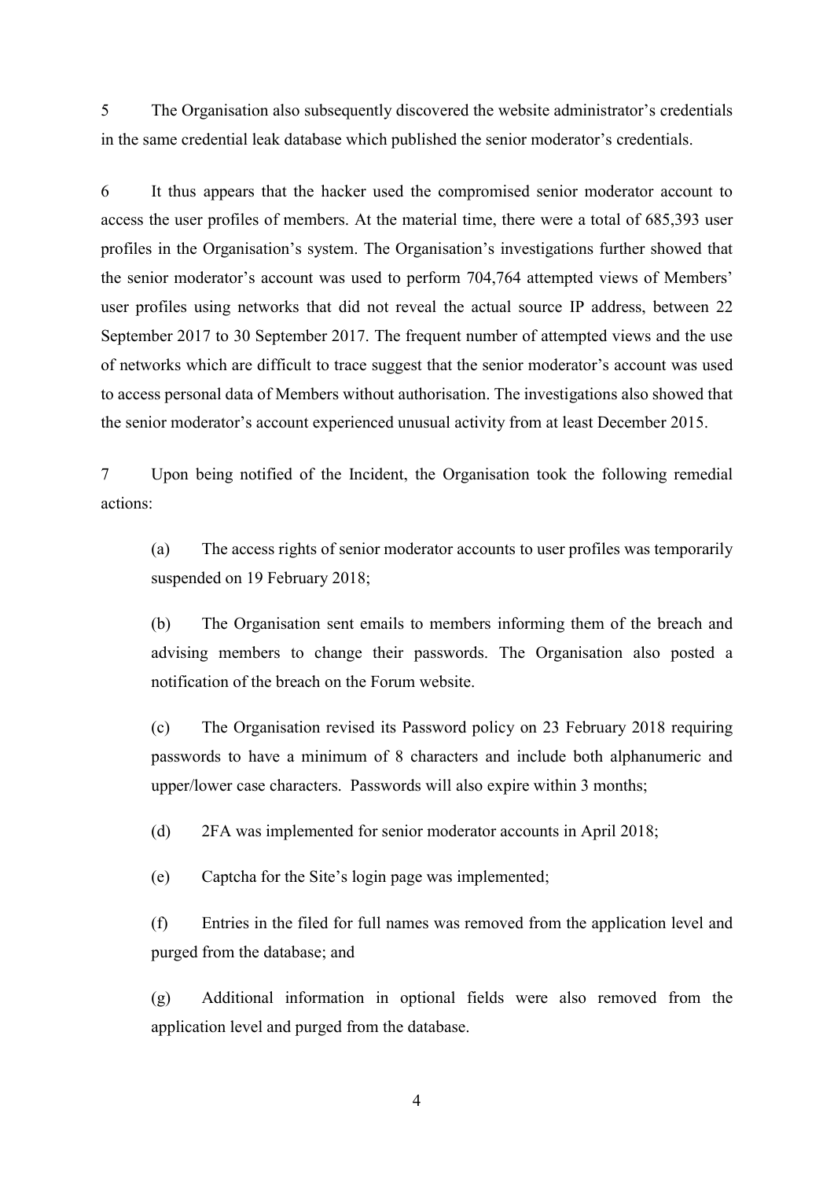5 The Organisation also subsequently discovered the website administrator's credentials in the same credential leak database which published the senior moderator's credentials.

6 It thus appears that the hacker used the compromised senior moderator account to access the user profiles of members. At the material time, there were a total of 685,393 user profiles in the Organisation's system. The Organisation's investigations further showed that the senior moderator's account was used to perform 704,764 attempted views of Members' user profiles using networks that did not reveal the actual source IP address, between 22 September 2017 to 30 September 2017. The frequent number of attempted views and the use of networks which are difficult to trace suggest that the senior moderator's account was used to access personal data of Members without authorisation. The investigations also showed that the senior moderator's account experienced unusual activity from at least December 2015.

7 Upon being notified of the Incident, the Organisation took the following remedial actions:

(a) The access rights of senior moderator accounts to user profiles was temporarily suspended on 19 February 2018;

(b) The Organisation sent emails to members informing them of the breach and advising members to change their passwords. The Organisation also posted a notification of the breach on the Forum website.

(c) The Organisation revised its Password policy on 23 February 2018 requiring passwords to have a minimum of 8 characters and include both alphanumeric and upper/lower case characters. Passwords will also expire within 3 months;

(d) 2FA was implemented for senior moderator accounts in April 2018;

(e) Captcha for the Site's login page was implemented;

(f) Entries in the filed for full names was removed from the application level and purged from the database; and

(g) Additional information in optional fields were also removed from the application level and purged from the database.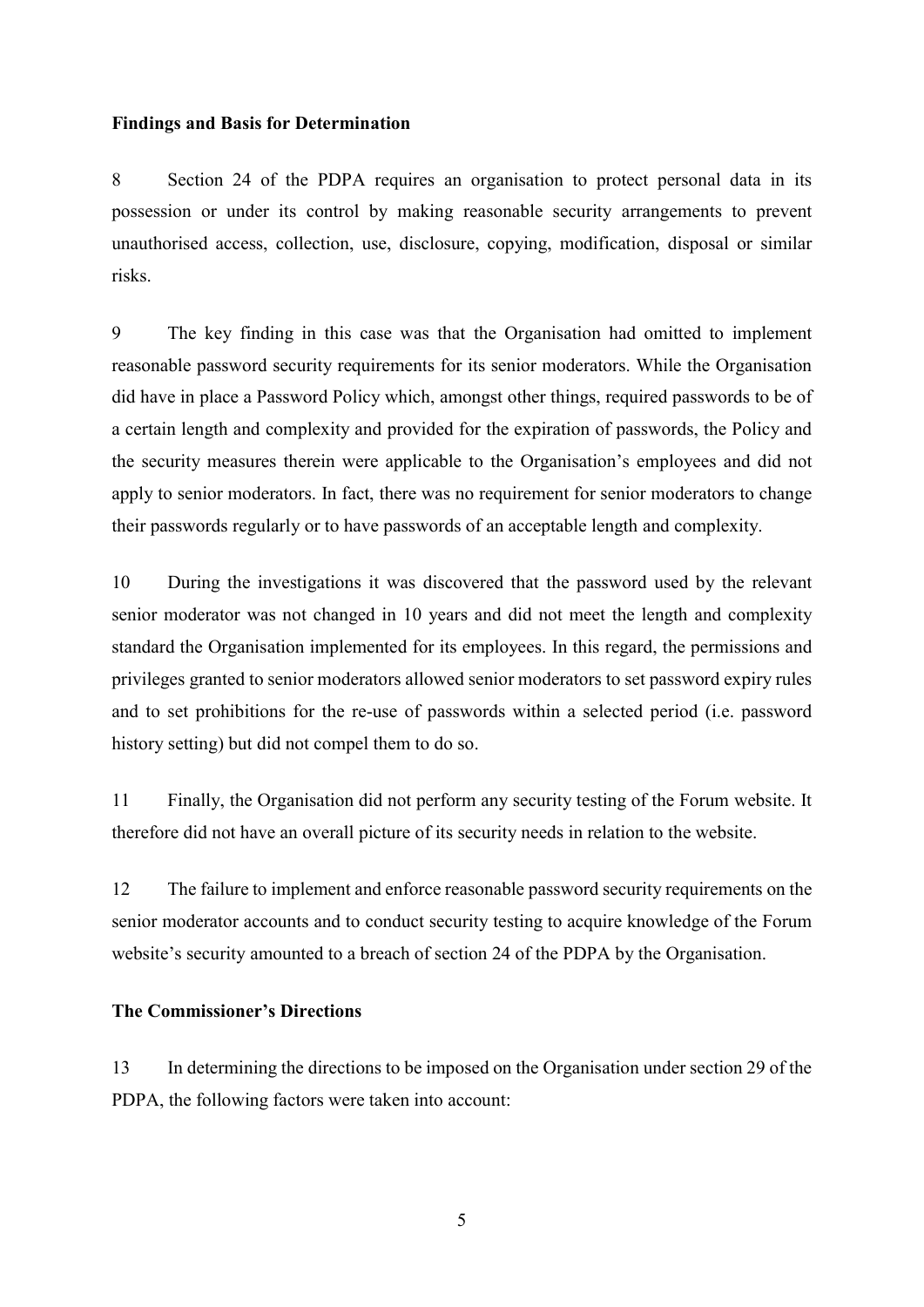**Findings and Basis for Determination**

8 Section 24 of the PDPA requires an organisation to protect personal data in its possession or under its control by making reasonable security arrangements to prevent unauthorised access, collection, use, disclosure, copying, modification, disposal or similar risks.

9 The key finding in this case was that the Organisation had omitted to implement reasonable password security requirements for its senior moderators. While the Organisation did have in place a Password Policy which, amongst other things, required passwords to be of a certain length and complexity and provided for the expiration of passwords, the Policy and the security measures therein were applicable to the Organisation's employees and did not apply to senior moderators. In fact, there was no requirement for senior moderators to change their passwords regularly or to have passwords of an acceptable length and complexity.

10 During the investigations it was discovered that the password used by the relevant senior moderator was not changed in 10 years and did not meet the length and complexity standard the Organisation implemented for its employees. In this regard, the permissions and privileges granted to senior moderators allowed senior moderators to set password expiry rules and to set prohibitions for the re-use of passwords within a selected period (i.e. password history setting) but did not compel them to do so.

11 Finally, the Organisation did not perform any security testing of the Forum website. It therefore did not have an overall picture of its security needs in relation to the website.

12 The failure to implement and enforce reasonable password security requirements on the senior moderator accounts and to conduct security testing to acquire knowledge of the Forum website's security amounted to a breach of section 24 of the PDPA by the Organisation.

**The Commissioner's Directions**

13 In determining the directions to be imposed on the Organisation under section 29 of the PDPA, the following factors were taken into account: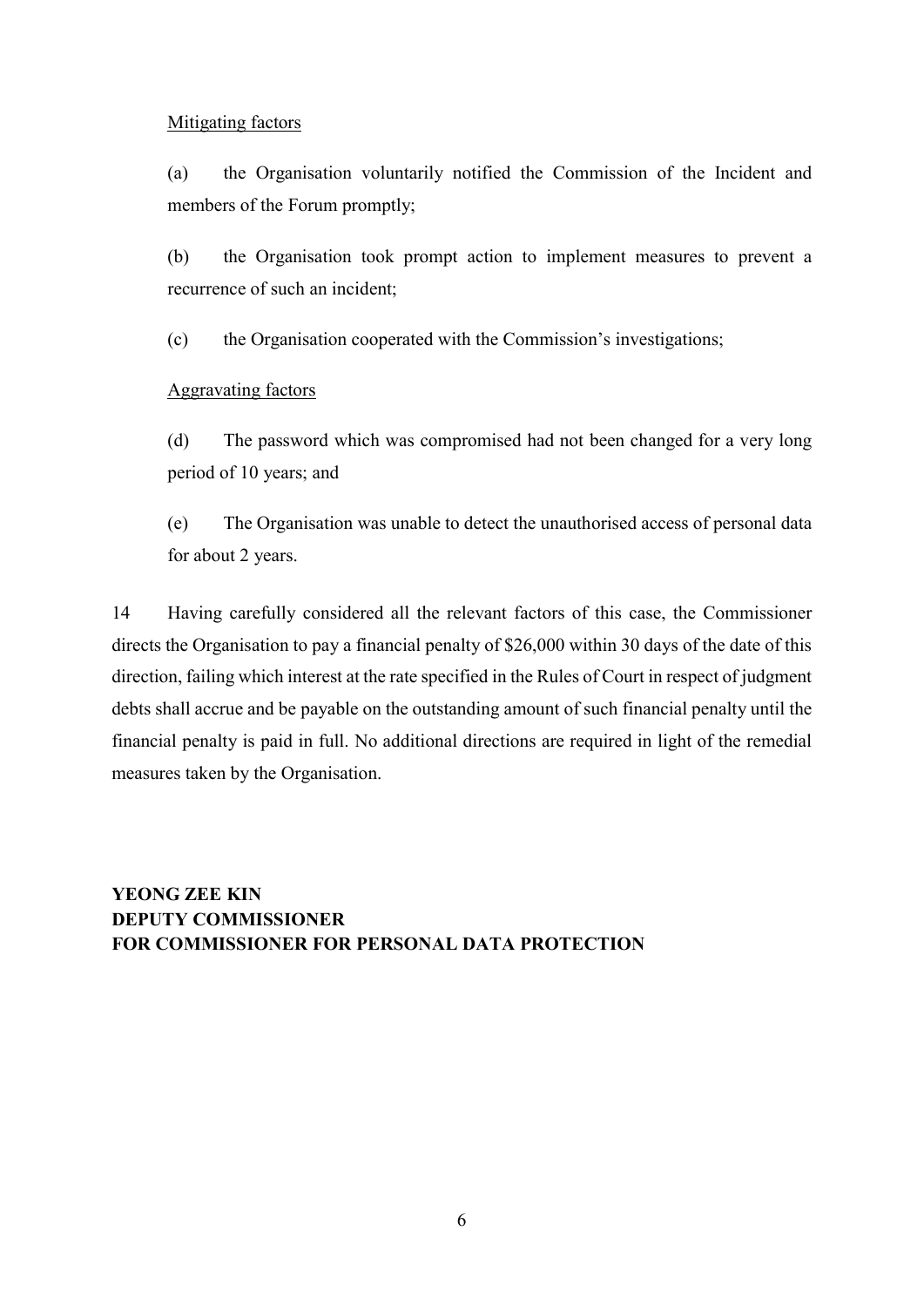Mitigating factors

(a) the Organisation voluntarily notified the Commission of the Incident and members of the Forum promptly;

(b) the Organisation took prompt action to implement measures to prevent a recurrence of such an incident;

(c) the Organisation cooperated with the Commission's investigations;

Aggravating factors

(d) The password which was compromised had not been changed for a very long period of 10 years; and

(e) The Organisation was unable to detect the unauthorised access of personal data for about 2 years.

14 Having carefully considered all the relevant factors of this case, the Commissioner directs the Organisation to pay a financial penalty of $26,000 within 30 days of the date of this direction, failing which interest at the rate specified in the Rules of Court in respect of judgment debts shall accrue and be payable on the outstanding amount of such financial penalty until the financial penalty is paid in full. No additional directions are required in light of the remedial measures taken by the Organisation.

**YEONG ZEE KIN**
**DEPUTY COMMISSIONER**
**FOR COMMISSIONER FOR PERSONAL DATA PROTECTION**